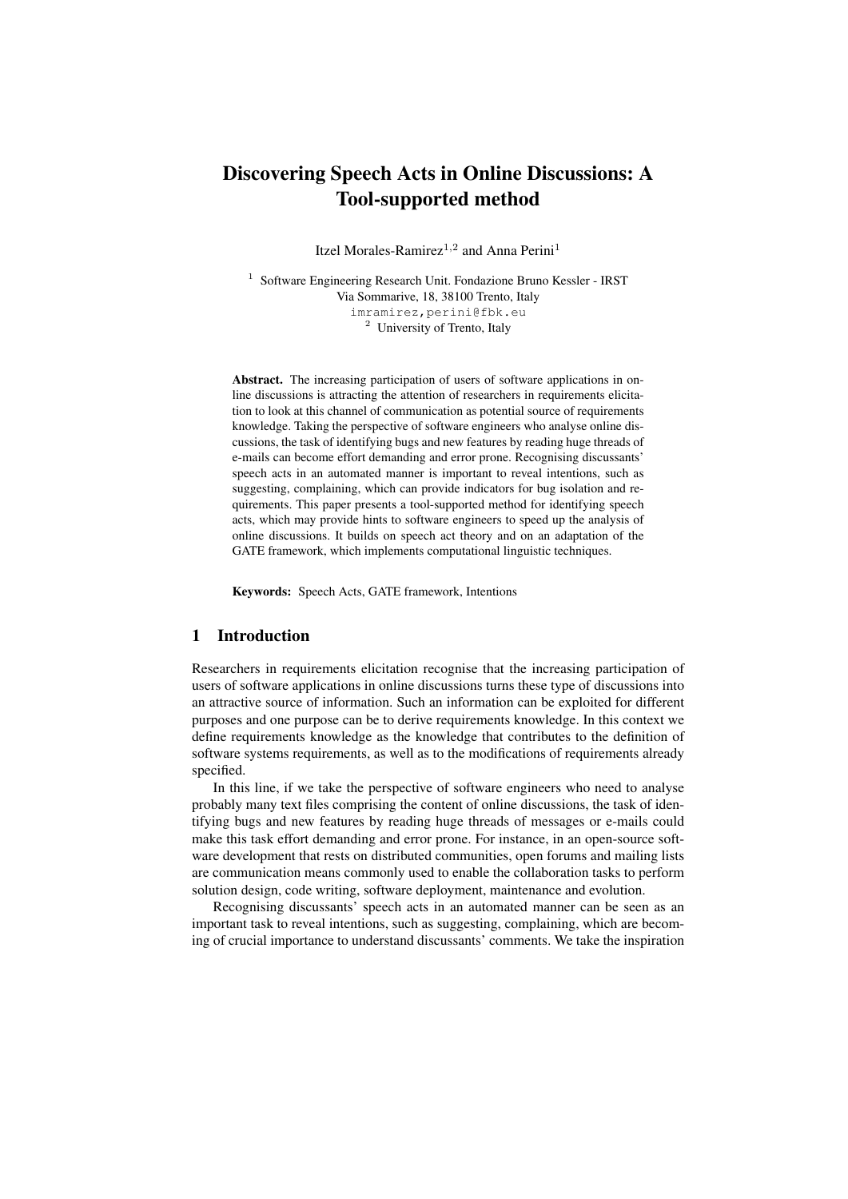# Discovering Speech Acts in Online Discussions: A Tool-supported method

Itzel Morales-Ramirez[1,2] and Anna Perini[1]

[1] Software Engineering Research Unit. Fondazione Bruno Kessler - IRST
Via Sommarive, 18, 38100 Trento, Italy
imramirez,perini@fbk.eu
[2] University of Trento, Italy

**Abstract.** The increasing participation of users of software applications in online discussions is attracting the attention of researchers in requirements elicitation to look at this channel of communication as potential source of requirements knowledge. Taking the perspective of software engineers who analyse online discussions, the task of identifying bugs and new features by reading huge threads of e-mails can become effort demanding and error prone. Recognising discussants' speech acts in an automated manner is important to reveal intentions, such as suggesting, complaining, which can provide indicators for bug isolation and requirements. This paper presents a tool-supported method for identifying speech acts, which may provide hints to software engineers to speed up the analysis of online discussions. It builds on speech act theory and on an adaptation of the GATE framework, which implements computational linguistic techniques.

**Keywords:** Speech Acts, GATE framework, Intentions

## 1 Introduction

Researchers in requirements elicitation recognise that the increasing participation of users of software applications in online discussions turns these type of discussions into an attractive source of information. Such an information can be exploited for different purposes and one purpose can be to derive requirements knowledge. In this context we define requirements knowledge as the knowledge that contributes to the definition of software systems requirements, as well as to the modifications of requirements already specified.

In this line, if we take the perspective of software engineers who need to analyse probably many text files comprising the content of online discussions, the task of identifying bugs and new features by reading huge threads of messages or e-mails could make this task effort demanding and error prone. For instance, in an open-source software development that rests on distributed communities, open forums and mailing lists are communication means commonly used to enable the collaboration tasks to perform solution design, code writing, software deployment, maintenance and evolution.

Recognising discussants' speech acts in an automated manner can be seen as an important task to reveal intentions, such as suggesting, complaining, which are becoming of crucial importance to understand discussants' comments. We take the inspiration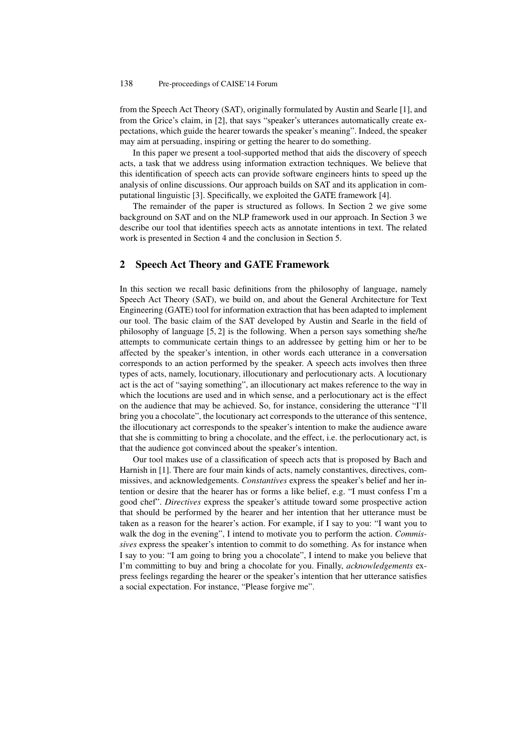from the Speech Act Theory (SAT), originally formulated by Austin and Searle [1], and from the Grice's claim, in [2], that says "speaker's utterances automatically create expectations, which guide the hearer towards the speaker's meaning". Indeed, the speaker may aim at persuading, inspiring or getting the hearer to do something.

In this paper we present a tool-supported method that aids the discovery of speech acts, a task that we address using information extraction techniques. We believe that this identification of speech acts can provide software engineers hints to speed up the analysis of online discussions. Our approach builds on SAT and its application in computational linguistic [3]. Specifically, we exploited the GATE framework [4].

The remainder of the paper is structured as follows. In Section 2 we give some background on SAT and on the NLP framework used in our approach. In Section 3 we describe our tool that identifies speech acts as annotate intentions in text. The related work is presented in Section 4 and the conclusion in Section 5.

## 2 Speech Act Theory and GATE Framework

In this section we recall basic definitions from the philosophy of language, namely Speech Act Theory (SAT), we build on, and about the General Architecture for Text Engineering (GATE) tool for information extraction that has been adapted to implement our tool. The basic claim of the SAT developed by Austin and Searle in the field of philosophy of language [5, 2] is the following. When a person says something she/he attempts to communicate certain things to an addressee by getting him or her to be affected by the speaker's intention, in other words each utterance in a conversation corresponds to an action performed by the speaker. A speech acts involves then three types of acts, namely, locutionary, illocutionary and perlocutionary acts. A locutionary act is the act of "saying something", an illocutionary act makes reference to the way in which the locutions are used and in which sense, and a perlocutionary act is the effect on the audience that may be achieved. So, for instance, considering the utterance "I'll bring you a chocolate", the locutionary act corresponds to the utterance of this sentence, the illocutionary act corresponds to the speaker's intention to make the audience aware that she is committing to bring a chocolate, and the effect, i.e. the perlocutionary act, is that the audience got convinced about the speaker's intention.

Our tool makes use of a classification of speech acts that is proposed by Bach and Harnish in [1]. There are four main kinds of acts, namely constantives, directives, commissives, and acknowledgements. *Constantives* express the speaker's belief and her intention or desire that the hearer has or forms a like belief, e.g. "I must confess I'm a good chef". *Directives* express the speaker's attitude toward some prospective action that should be performed by the hearer and her intention that her utterance must be taken as a reason for the hearer's action. For example, if I say to you: "I want you to walk the dog in the evening", I intend to motivate you to perform the action. *Commissives* express the speaker's intention to commit to do something. As for instance when I say to you: "I am going to bring you a chocolate", I intend to make you believe that I'm committing to buy and bring a chocolate for you. Finally, *acknowledgements* express feelings regarding the hearer or the speaker's intention that her utterance satisfies a social expectation. For instance, "Please forgive me".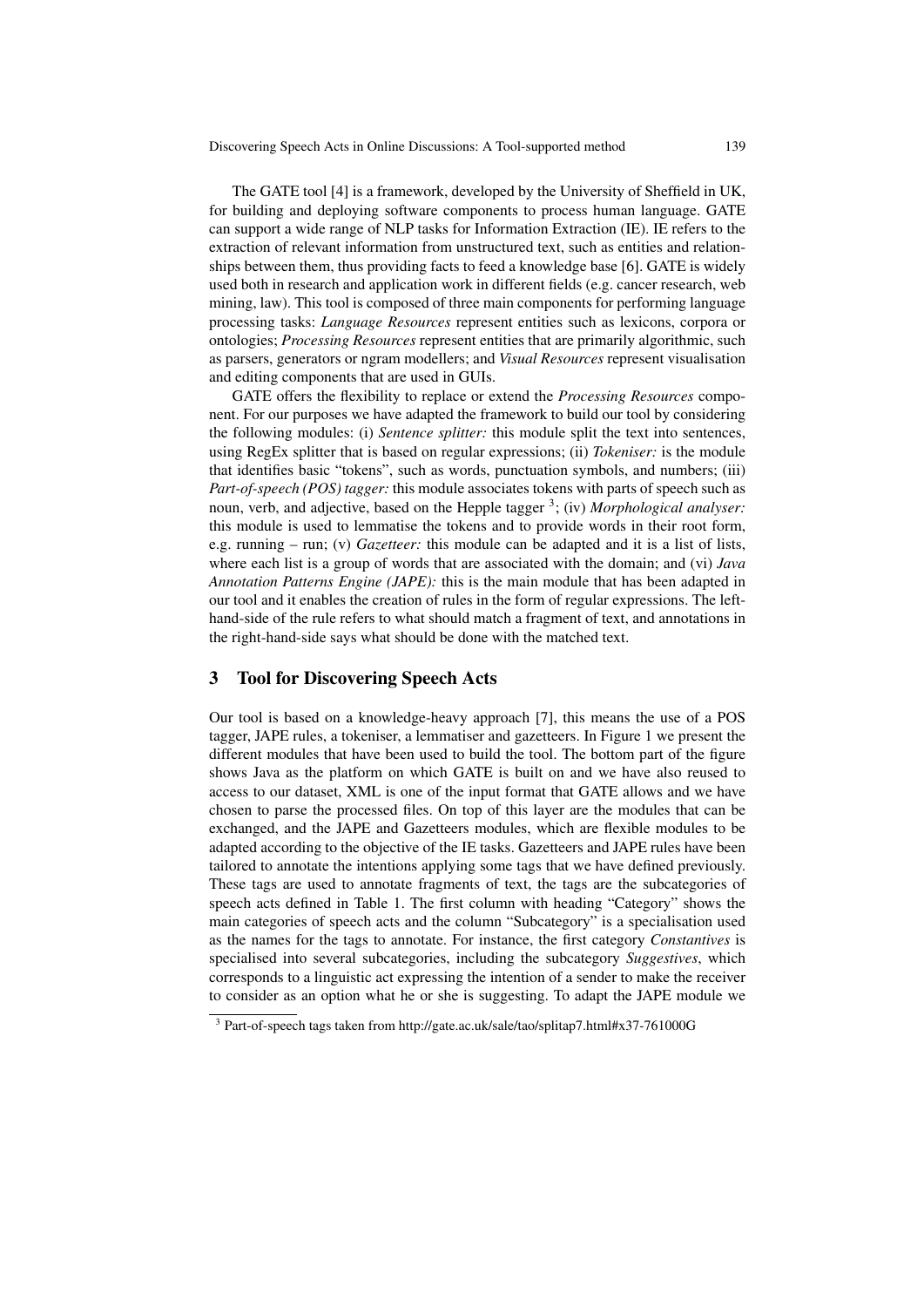The GATE tool [4] is a framework, developed by the University of Sheffield in UK, for building and deploying software components to process human language. GATE can support a wide range of NLP tasks for Information Extraction (IE). IE refers to the extraction of relevant information from unstructured text, such as entities and relationships between them, thus providing facts to feed a knowledge base [6]. GATE is widely used both in research and application work in different fields (e.g. cancer research, web mining, law). This tool is composed of three main components for performing language processing tasks: *Language Resources* represent entities such as lexicons, corpora or ontologies; *Processing Resources* represent entities that are primarily algorithmic, such as parsers, generators or ngram modellers; and *Visual Resources* represent visualisation and editing components that are used in GUIs.

GATE offers the flexibility to replace or extend the *Processing Resources* component. For our purposes we have adapted the framework to build our tool by considering the following modules: (i) *Sentence splitter:* this module split the text into sentences, using RegEx splitter that is based on regular expressions; (ii) *Tokeniser:* is the module that identifies basic "tokens", such as words, punctuation symbols, and numbers; (iii) *Part-of-speech (POS) tagger:* this module associates tokens with parts of speech such as noun, verb, and adjective, based on the Hepple tagger [3]; (iv) *Morphological analyser:* this module is used to lemmatise the tokens and to provide words in their root form, e.g. running – run; (v) *Gazetteer:* this module can be adapted and it is a list of lists, where each list is a group of words that are associated with the domain; and (vi) *Java Annotation Patterns Engine (JAPE):* this is the main module that has been adapted in our tool and it enables the creation of rules in the form of regular expressions. The left-hand-side of the rule refers to what should match a fragment of text, and annotations in the right-hand-side says what should be done with the matched text.

## 3 Tool for Discovering Speech Acts

Our tool is based on a knowledge-heavy approach [7], this means the use of a POS tagger, JAPE rules, a tokeniser, a lemmatiser and gazetteers. In Figure 1 we present the different modules that have been used to build the tool. The bottom part of the figure shows Java as the platform on which GATE is built on and we have also reused to access to our dataset, XML is one of the input format that GATE allows and we have chosen to parse the processed files. On top of this layer are the modules that can be exchanged, and the JAPE and Gazetteers modules, which are flexible modules to be adapted according to the objective of the IE tasks. Gazetteers and JAPE rules have been tailored to annotate the intentions applying some tags that we have defined previously. These tags are used to annotate fragments of text, the tags are the subcategories of speech acts defined in Table 1. The first column with heading "Category" shows the main categories of speech acts and the column "Subcategory" is a specialisation used as the names for the tags to annotate. For instance, the first category *Constantives* is specialised into several subcategories, including the subcategory *Suggestives*, which corresponds to a linguistic act expressing the intention of a sender to make the receiver to consider as an option what he or she is suggesting. To adapt the JAPE module we

[3] Part-of-speech tags taken from http://gate.ac.uk/sale/tao/splitap7.html#x37-761000G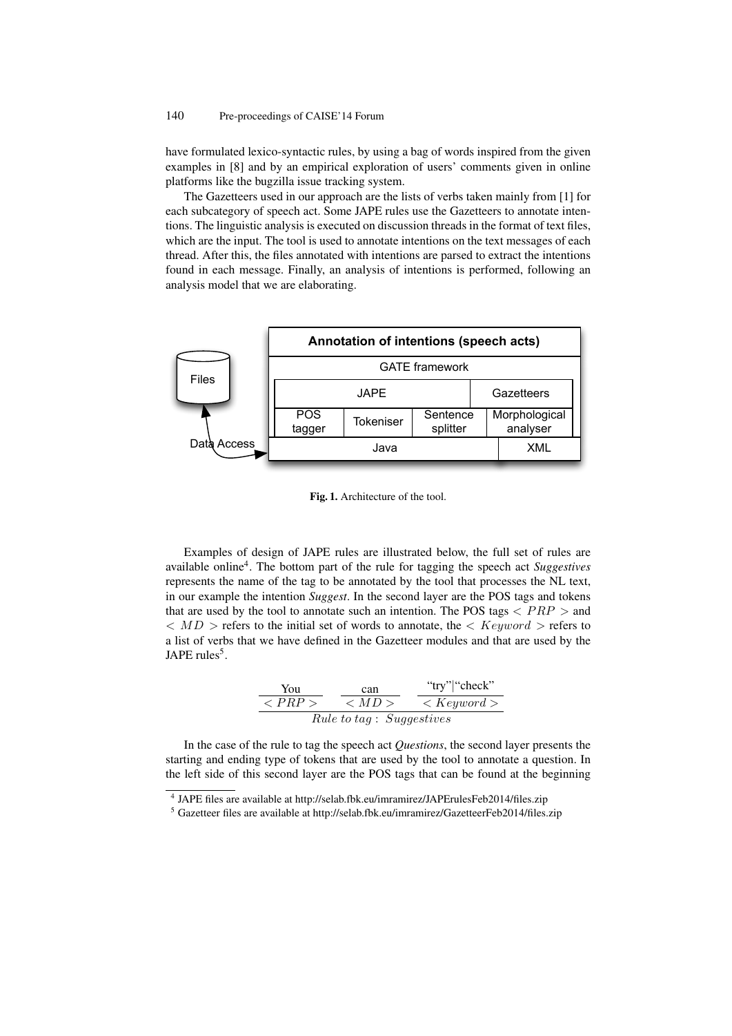have formulated lexico-syntactic rules, by using a bag of words inspired from the given examples in [8] and by an empirical exploration of users' comments given in online platforms like the bugzilla issue tracking system.

The Gazetteers used in our approach are the lists of verbs taken mainly from [1] for each subcategory of speech act. Some JAPE rules use the Gazetteers to annotate intentions. The linguistic analysis is executed on discussion threads in the format of text files, which are the input. The tool is used to annotate intentions on the text messages of each thread. After this, the files annotated with intentions are parsed to extract the intentions found in each message. Finally, an analysis of intentions is performed, following an analysis model that we are elaborating.

| Annotation of intentions (speech acts) | | | | |
|---|---|---|---|---|
| GATE framework | | | | |
| JAPE | | | Gazetteers | |
| POS tagger | Tokeniser | Sentence splitter | Morphological analyser | |
| Java | | | | XML |

Files ↔ Data Access

**Fig. 1.** Architecture of the tool.

Examples of design of JAPE rules are illustrated below, the full set of rules are available online[4]. The bottom part of the rule for tagging the speech act *Suggestives* represents the name of the tag to be annotated by the tool that processes the NL text, in our example the intention *Suggest*. In the second layer are the POS tags and tokens that are used by the tool to annotate such an intention. The POS tags $< PRP >$ and $< MD >$ refers to the initial set of words to annotate, the $< Keyword >$ refers to a list of verbs that we have defined in the Gazetteer modules and that are used by the JAPE rules[5].

$$\frac{\dfrac{\text{You}}{< PRP >} \quad \dfrac{\text{can}}{< MD >} \quad \dfrac{\text{``try''|``check''}}{< Keyword >}}{Rule\ to\ tag:\ Suggestives}$$

In the case of the rule to tag the speech act *Questions*, the second layer presents the starting and ending type of tokens that are used by the tool to annotate a question. In the left side of this second layer are the POS tags that can be found at the beginning

[4] JAPE files are available at http://selab.fbk.eu/imramirez/JAPErulesFeb2014/files.zip

[5] Gazetteer files are available at http://selab.fbk.eu/imramirez/GazetteerFeb2014/files.zip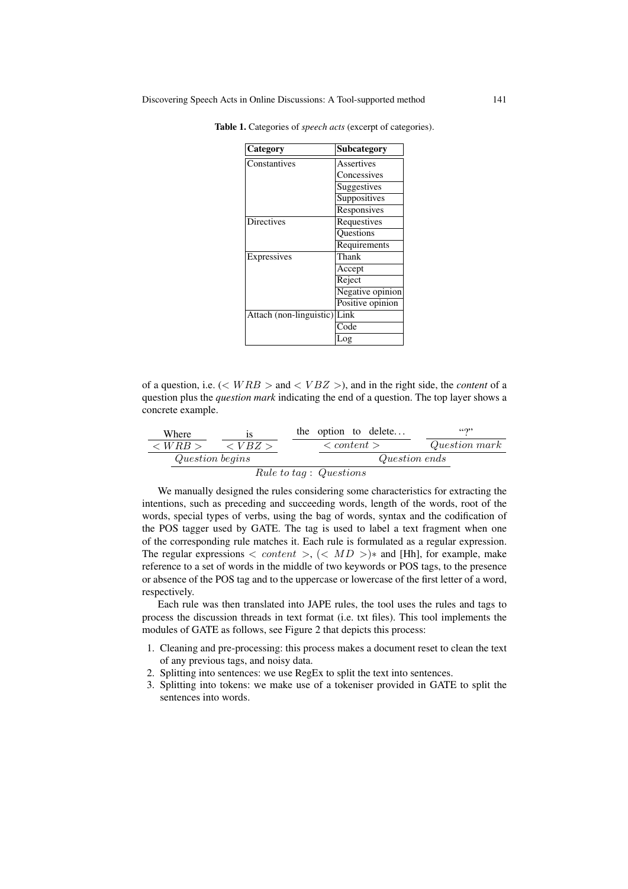**Table 1.** Categories of *speech acts* (excerpt of categories).

| Category | Subcategory |
|---|---|
| Constantives | Assertives |
| | Concessives |
| | Suggestives |
| | Suppositives |
| | Responsives |
| Directives | Requestives |
| | Questions |
| | Requirements |
| Expressives | Thank |
| | Accept |
| | Reject |
| | Negative opinion |
| | Positive opinion |
| Attach (non-linguistic) | Link |
| | Code |
| | Log |

of a question, i.e. ($< WRB >$ and $< VBZ >$), and in the right side, the *content* of a question plus the *question mark* indicating the end of a question. The top layer shows a concrete example.

| Where | is | the option to delete... | "?" |
|---|---|---|---|
| $< WRB >$ | $< VBZ >$ | $< content >$ | $Question\ mark$ |
| $Question\ begins$ | | $Question\ ends$ | |
| $Rule\ to\ tag:\ Questions$ | | | |

We manually designed the rules considering some characteristics for extracting the intentions, such as preceding and succeeding words, length of the words, root of the words, special types of verbs, using the bag of words, syntax and the codification of the POS tagger used by GATE. The tag is used to label a text fragment when one of the corresponding rule matches it. Each rule is formulated as a regular expression. The regular expressions $< content >$, $(< MD >)*$ and [Hh], for example, make reference to a set of words in the middle of two keywords or POS tags, to the presence or absence of the POS tag and to the uppercase or lowercase of the first letter of a word, respectively.

Each rule was then translated into JAPE rules, the tool uses the rules and tags to process the discussion threads in text format (i.e. txt files). This tool implements the modules of GATE as follows, see Figure 2 that depicts this process:

1. Cleaning and pre-processing: this process makes a document reset to clean the text of any previous tags, and noisy data.
2. Splitting into sentences: we use RegEx to split the text into sentences.
3. Splitting into tokens: we make use of a tokeniser provided in GATE to split the sentences into words.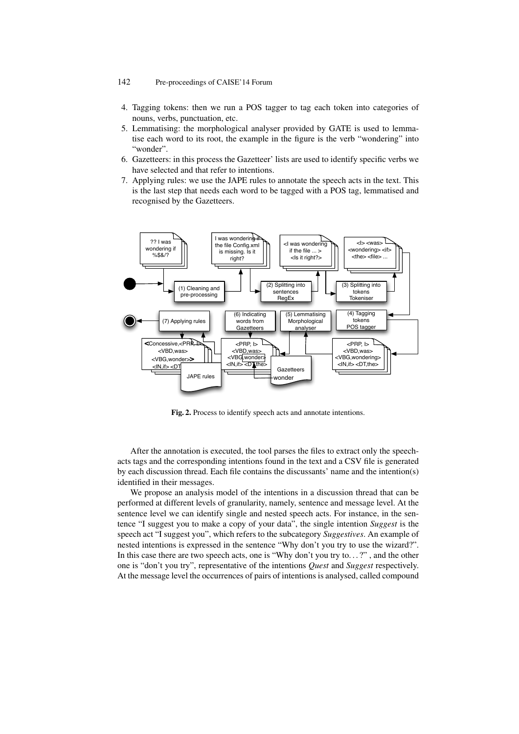4. Tagging tokens: then we run a POS tagger to tag each token into categories of nouns, verbs, punctuation, etc.
5. Lemmatising: the morphological analyser provided by GATE is used to lemmatise each word to its root, the example in the figure is the verb "wondering" into "wonder".
6. Gazetteers: in this process the Gazetteer' lists are used to identify specific verbs we have selected and that refer to intentions.
7. Applying rules: we use the JAPE rules to annotate the speech acts in the text. This is the last step that needs each word to be tagged with a POS tag, lemmatised and recognised by the Gazetteers.

**Fig. 2.** Process to identify speech acts and annotate intentions.

After the annotation is executed, the tool parses the files to extract only the speech-acts tags and the corresponding intentions found in the text and a CSV file is generated by each discussion thread. Each file contains the discussants' name and the intention(s) identified in their messages.

We propose an analysis model of the intentions in a discussion thread that can be performed at different levels of granularity, namely, sentence and message level. At the sentence level we can identify single and nested speech acts. For instance, in the sentence "I suggest you to make a copy of your data", the single intention *Suggest* is the speech act "I suggest you", which refers to the subcategory *Suggestives*. An example of nested intentions is expressed in the sentence "Why don't you try to use the wizard?". In this case there are two speech acts, one is "Why don't you try to. . . ?" , and the other one is "don't you try", representative of the intentions *Quest* and *Suggest* respectively. At the message level the occurrences of pairs of intentions is analysed, called compound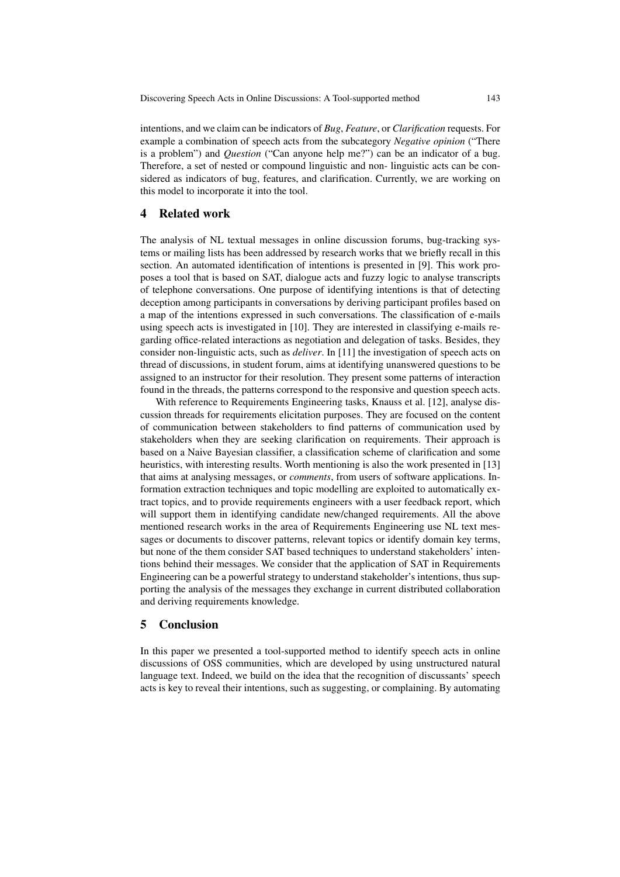intentions, and we claim can be indicators of *Bug*, *Feature*, or *Clarification* requests. For example a combination of speech acts from the subcategory *Negative opinion* ("There is a problem") and *Question* ("Can anyone help me?") can be an indicator of a bug. Therefore, a set of nested or compound linguistic and non- linguistic acts can be considered as indicators of bug, features, and clarification. Currently, we are working on this model to incorporate it into the tool.

## 4 Related work

The analysis of NL textual messages in online discussion forums, bug-tracking systems or mailing lists has been addressed by research works that we briefly recall in this section. An automated identification of intentions is presented in [9]. This work proposes a tool that is based on SAT, dialogue acts and fuzzy logic to analyse transcripts of telephone conversations. One purpose of identifying intentions is that of detecting deception among participants in conversations by deriving participant profiles based on a map of the intentions expressed in such conversations. The classification of e-mails using speech acts is investigated in [10]. They are interested in classifying e-mails regarding office-related interactions as negotiation and delegation of tasks. Besides, they consider non-linguistic acts, such as *deliver*. In [11] the investigation of speech acts on thread of discussions, in student forum, aims at identifying unanswered questions to be assigned to an instructor for their resolution. They present some patterns of interaction found in the threads, the patterns correspond to the responsive and question speech acts.

With reference to Requirements Engineering tasks, Knauss et al. [12], analyse discussion threads for requirements elicitation purposes. They are focused on the content of communication between stakeholders to find patterns of communication used by stakeholders when they are seeking clarification on requirements. Their approach is based on a Naive Bayesian classifier, a classification scheme of clarification and some heuristics, with interesting results. Worth mentioning is also the work presented in [13] that aims at analysing messages, or *comments*, from users of software applications. Information extraction techniques and topic modelling are exploited to automatically extract topics, and to provide requirements engineers with a user feedback report, which will support them in identifying candidate new/changed requirements. All the above mentioned research works in the area of Requirements Engineering use NL text messages or documents to discover patterns, relevant topics or identify domain key terms, but none of the them consider SAT based techniques to understand stakeholders' intentions behind their messages. We consider that the application of SAT in Requirements Engineering can be a powerful strategy to understand stakeholder's intentions, thus supporting the analysis of the messages they exchange in current distributed collaboration and deriving requirements knowledge.

## 5 Conclusion

In this paper we presented a tool-supported method to identify speech acts in online discussions of OSS communities, which are developed by using unstructured natural language text. Indeed, we build on the idea that the recognition of discussants' speech acts is key to reveal their intentions, such as suggesting, or complaining. By automating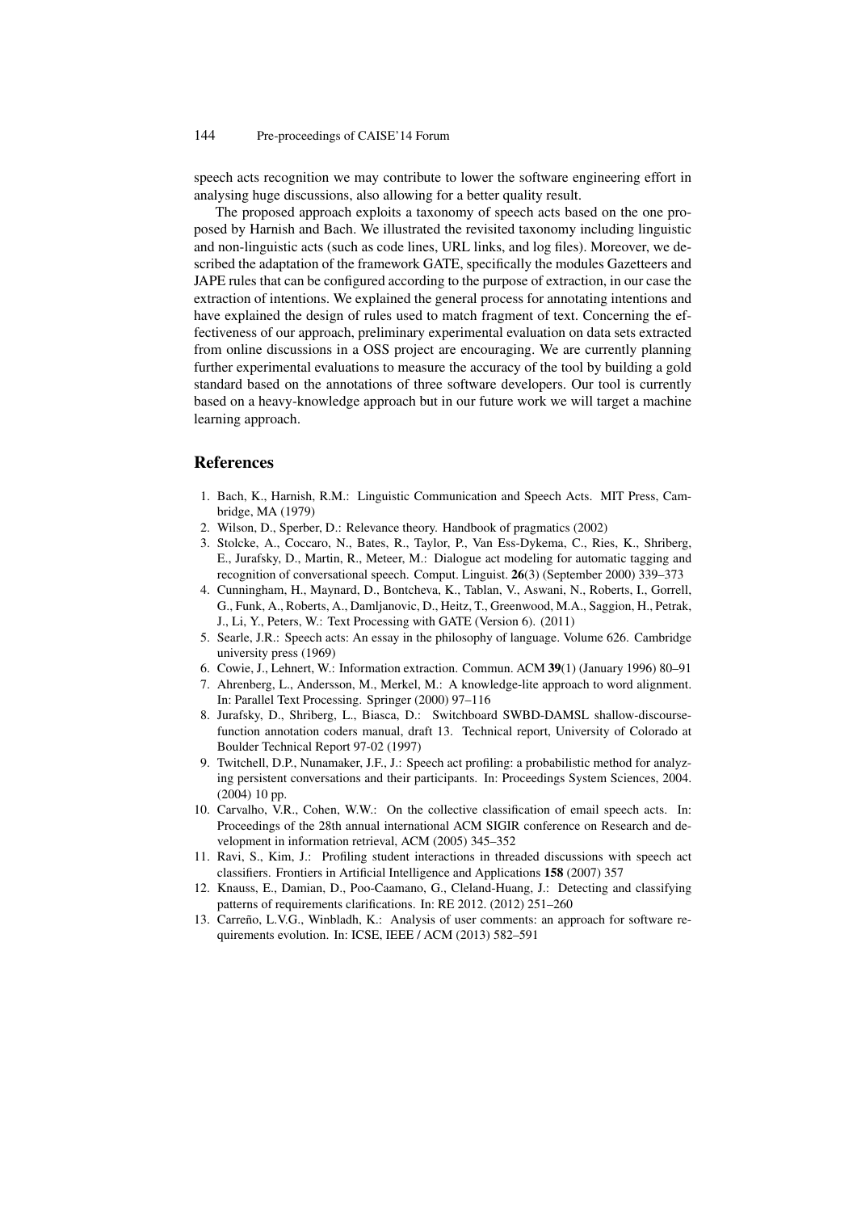speech acts recognition we may contribute to lower the software engineering effort in analysing huge discussions, also allowing for a better quality result.

The proposed approach exploits a taxonomy of speech acts based on the one proposed by Harnish and Bach. We illustrated the revisited taxonomy including linguistic and non-linguistic acts (such as code lines, URL links, and log files). Moreover, we described the adaptation of the framework GATE, specifically the modules Gazetteers and JAPE rules that can be configured according to the purpose of extraction, in our case the extraction of intentions. We explained the general process for annotating intentions and have explained the design of rules used to match fragment of text. Concerning the effectiveness of our approach, preliminary experimental evaluation on data sets extracted from online discussions in a OSS project are encouraging. We are currently planning further experimental evaluations to measure the accuracy of the tool by building a gold standard based on the annotations of three software developers. Our tool is currently based on a heavy-knowledge approach but in our future work we will target a machine learning approach.

## References

1. Bach, K., Harnish, R.M.: Linguistic Communication and Speech Acts. MIT Press, Cambridge, MA (1979)
2. Wilson, D., Sperber, D.: Relevance theory. Handbook of pragmatics (2002)
3. Stolcke, A., Coccaro, N., Bates, R., Taylor, P., Van Ess-Dykema, C., Ries, K., Shriberg, E., Jurafsky, D., Martin, R., Meteer, M.: Dialogue act modeling for automatic tagging and recognition of conversational speech. Comput. Linguist. **26**(3) (September 2000) 339–373
4. Cunningham, H., Maynard, D., Bontcheva, K., Tablan, V., Aswani, N., Roberts, I., Gorrell, G., Funk, A., Roberts, A., Damljanovic, D., Heitz, T., Greenwood, M.A., Saggion, H., Petrak, J., Li, Y., Peters, W.: Text Processing with GATE (Version 6). (2011)
5. Searle, J.R.: Speech acts: An essay in the philosophy of language. Volume 626. Cambridge university press (1969)
6. Cowie, J., Lehnert, W.: Information extraction. Commun. ACM **39**(1) (January 1996) 80–91
7. Ahrenberg, L., Andersson, M., Merkel, M.: A knowledge-lite approach to word alignment. In: Parallel Text Processing. Springer (2000) 97–116
8. Jurafsky, D., Shriberg, L., Biasca, D.: Switchboard SWBD-DAMSL shallow-discourse-function annotation coders manual, draft 13. Technical report, University of Colorado at Boulder Technical Report 97-02 (1997)
9. Twitchell, D.P., Nunamaker, J.F., J.: Speech act profiling: a probabilistic method for analyzing persistent conversations and their participants. In: Proceedings System Sciences, 2004. (2004) 10 pp.
10. Carvalho, V.R., Cohen, W.W.: On the collective classification of email speech acts. In: Proceedings of the 28th annual international ACM SIGIR conference on Research and development in information retrieval, ACM (2005) 345–352
11. Ravi, S., Kim, J.: Profiling student interactions in threaded discussions with speech act classifiers. Frontiers in Artificial Intelligence and Applications **158** (2007) 357
12. Knauss, E., Damian, D., Poo-Caamano, G., Cleland-Huang, J.: Detecting and classifying patterns of requirements clarifications. In: RE 2012. (2012) 251–260
13. Carreño, L.V.G., Winbladh, K.: Analysis of user comments: an approach for software requirements evolution. In: ICSE, IEEE / ACM (2013) 582–591